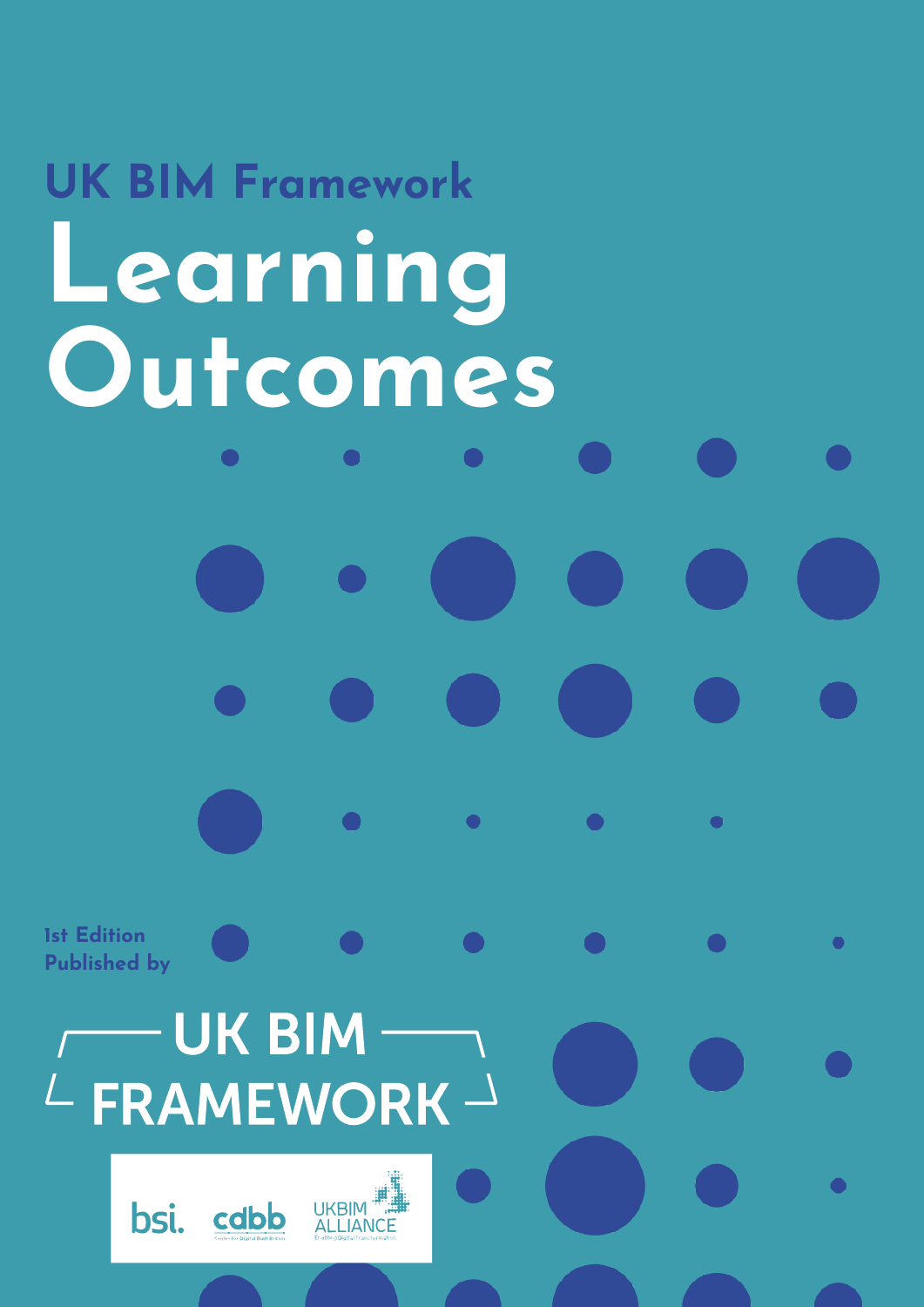UK BIM Framework

# Learning Outcomes

1st Edition
Published by

UK BIM FRAMEWORK

bsi. cdbb UKBIM ALLIANCE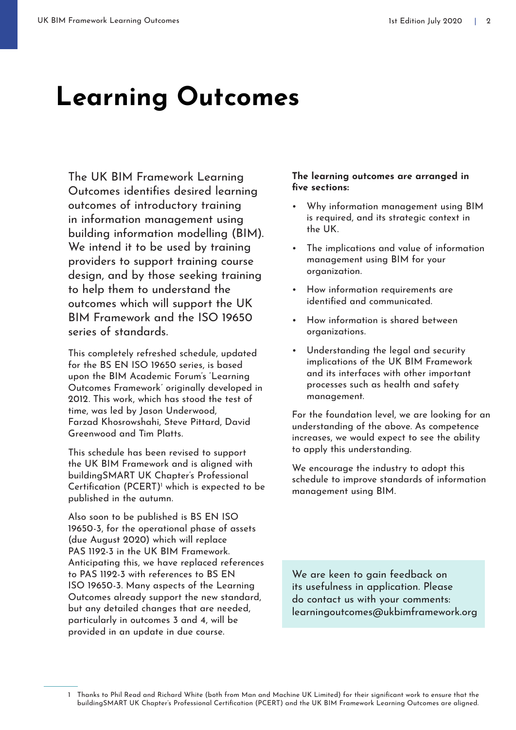# Learning Outcomes

The UK BIM Framework Learning Outcomes identifies desired learning outcomes of introductory training in information management using building information modelling (BIM). We intend it to be used by training providers to support training course design, and by those seeking training to help them to understand the outcomes which will support the UK BIM Framework and the ISO 19650 series of standards.

This completely refreshed schedule, updated for the BS EN ISO 19650 series, is based upon the BIM Academic Forum's 'Learning Outcomes Framework' originally developed in 2012. This work, which has stood the test of time, was led by Jason Underwood, Farzad Khosrowshahi, Steve Pittard, David Greenwood and Tim Platts.

This schedule has been revised to support the UK BIM Framework and is aligned with buildingSMART UK Chapter's Professional Certification (PCERT)[1] which is expected to be published in the autumn.

Also soon to be published is BS EN ISO 19650-3, for the operational phase of assets (due August 2020) which will replace PAS 1192-3 in the UK BIM Framework. Anticipating this, we have replaced references to PAS 1192-3 with references to BS EN ISO 19650-3. Many aspects of the Learning Outcomes already support the new standard, but any detailed changes that are needed, particularly in outcomes 3 and 4, will be provided in an update in due course.

**The learning outcomes are arranged in five sections:**

- Why information management using BIM is required, and its strategic context in the UK.
- The implications and value of information management using BIM for your organization.
- How information requirements are identified and communicated.
- How information is shared between organizations.
- Understanding the legal and security implications of the UK BIM Framework and its interfaces with other important processes such as health and safety management.

For the foundation level, we are looking for an understanding of the above. As competence increases, we would expect to see the ability to apply this understanding.

We encourage the industry to adopt this schedule to improve standards of information management using BIM.

We are keen to gain feedback on its usefulness in application. Please do contact us with your comments: learningoutcomes@ukbimframework.org

1 Thanks to Phil Read and Richard White (both from Man and Machine UK Limited) for their significant work to ensure that the buildingSMART UK Chapter's Professional Certification (PCERT) and the UK BIM Framework Learning Outcomes are aligned.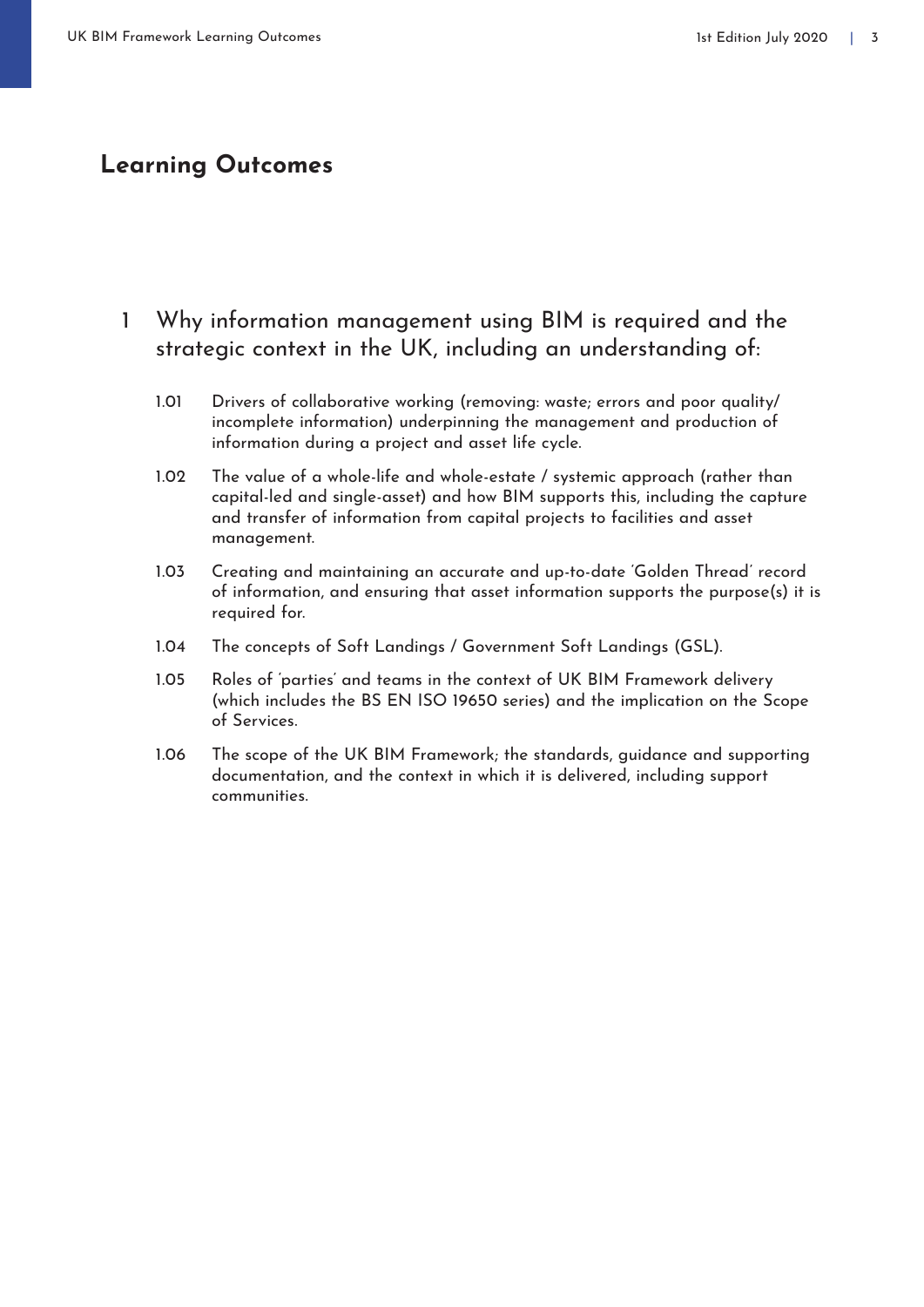## Learning Outcomes

### 1 Why information management using BIM is required and the strategic context in the UK, including an understanding of:

1.01 Drivers of collaborative working (removing: waste; errors and poor quality/ incomplete information) underpinning the management and production of information during a project and asset life cycle.

1.02 The value of a whole-life and whole-estate / systemic approach (rather than capital-led and single-asset) and how BIM supports this, including the capture and transfer of information from capital projects to facilities and asset management.

1.03 Creating and maintaining an accurate and up-to-date 'Golden Thread' record of information, and ensuring that asset information supports the purpose(s) it is required for.

1.04 The concepts of Soft Landings / Government Soft Landings (GSL).

1.05 Roles of 'parties' and teams in the context of UK BIM Framework delivery (which includes the BS EN ISO 19650 series) and the implication on the Scope of Services.

1.06 The scope of the UK BIM Framework; the standards, guidance and supporting documentation, and the context in which it is delivered, including support communities.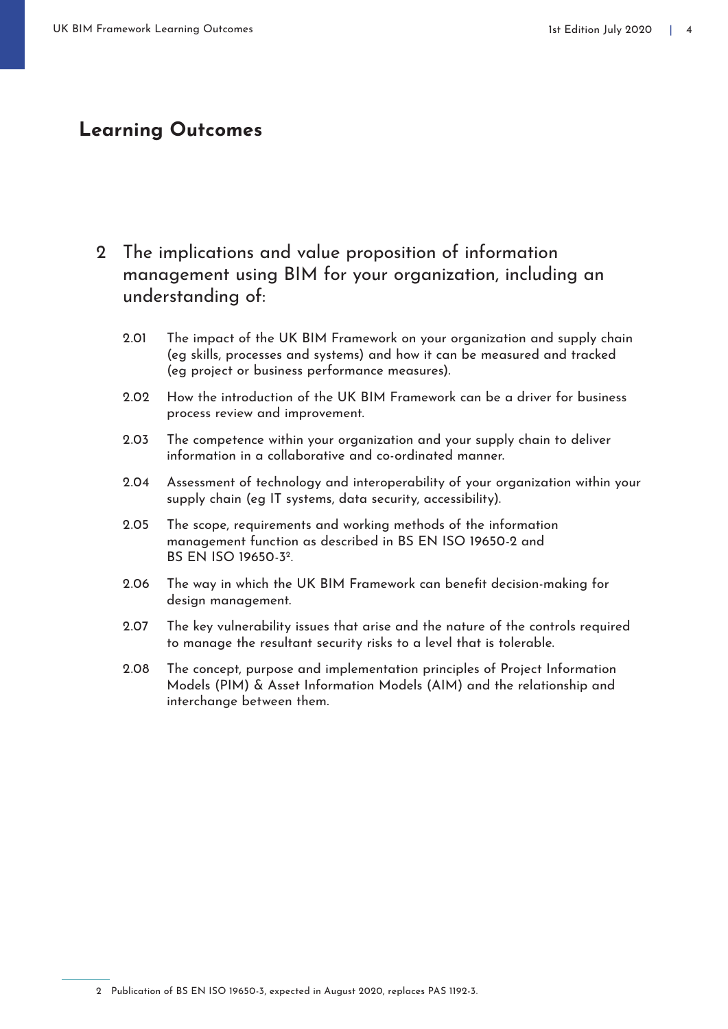## Learning Outcomes

### 2 The implications and value proposition of information management using BIM for your organization, including an understanding of:

- 2.01 The impact of the UK BIM Framework on your organization and supply chain (eg skills, processes and systems) and how it can be measured and tracked (eg project or business performance measures).
- 2.02 How the introduction of the UK BIM Framework can be a driver for business process review and improvement.
- 2.03 The competence within your organization and your supply chain to deliver information in a collaborative and co-ordinated manner.
- 2.04 Assessment of technology and interoperability of your organization within your supply chain (eg IT systems, data security, accessibility).
- 2.05 The scope, requirements and working methods of the information management function as described in BS EN ISO 19650-2 and BS EN ISO 19650-3[2].
- 2.06 The way in which the UK BIM Framework can benefit decision-making for design management.
- 2.07 The key vulnerability issues that arise and the nature of the controls required to manage the resultant security risks to a level that is tolerable.
- 2.08 The concept, purpose and implementation principles of Project Information Models (PIM) & Asset Information Models (AIM) and the relationship and interchange between them.

---

2 Publication of BS EN ISO 19650-3, expected in August 2020, replaces PAS 1192-3.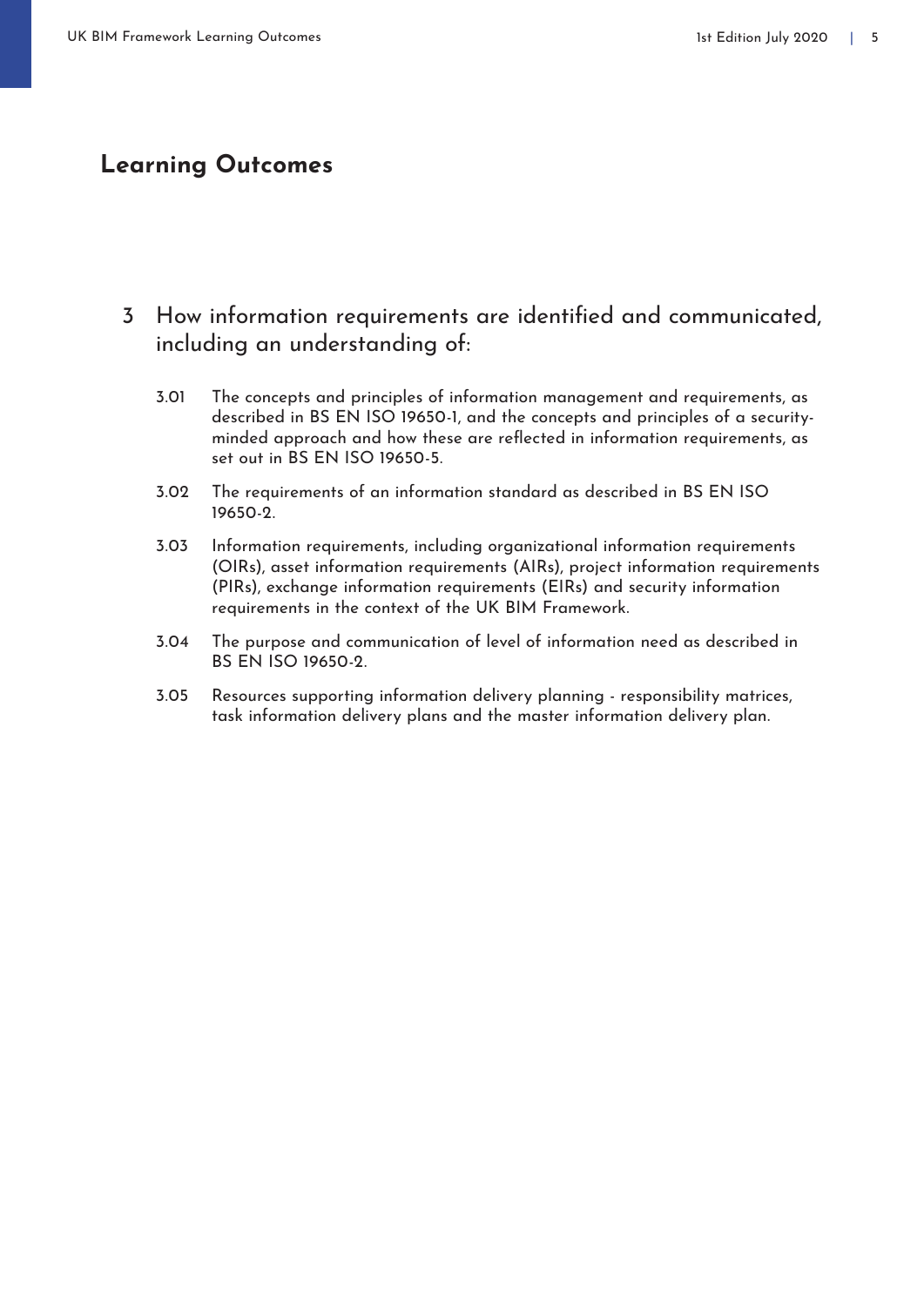## Learning Outcomes

### 3 How information requirements are identified and communicated, including an understanding of:

3.01 The concepts and principles of information management and requirements, as described in BS EN ISO 19650-1, and the concepts and principles of a security-minded approach and how these are reflected in information requirements, as set out in BS EN ISO 19650-5.

3.02 The requirements of an information standard as described in BS EN ISO 19650-2.

3.03 Information requirements, including organizational information requirements (OIRs), asset information requirements (AIRs), project information requirements (PIRs), exchange information requirements (EIRs) and security information requirements in the context of the UK BIM Framework.

3.04 The purpose and communication of level of information need as described in BS EN ISO 19650-2.

3.05 Resources supporting information delivery planning - responsibility matrices, task information delivery plans and the master information delivery plan.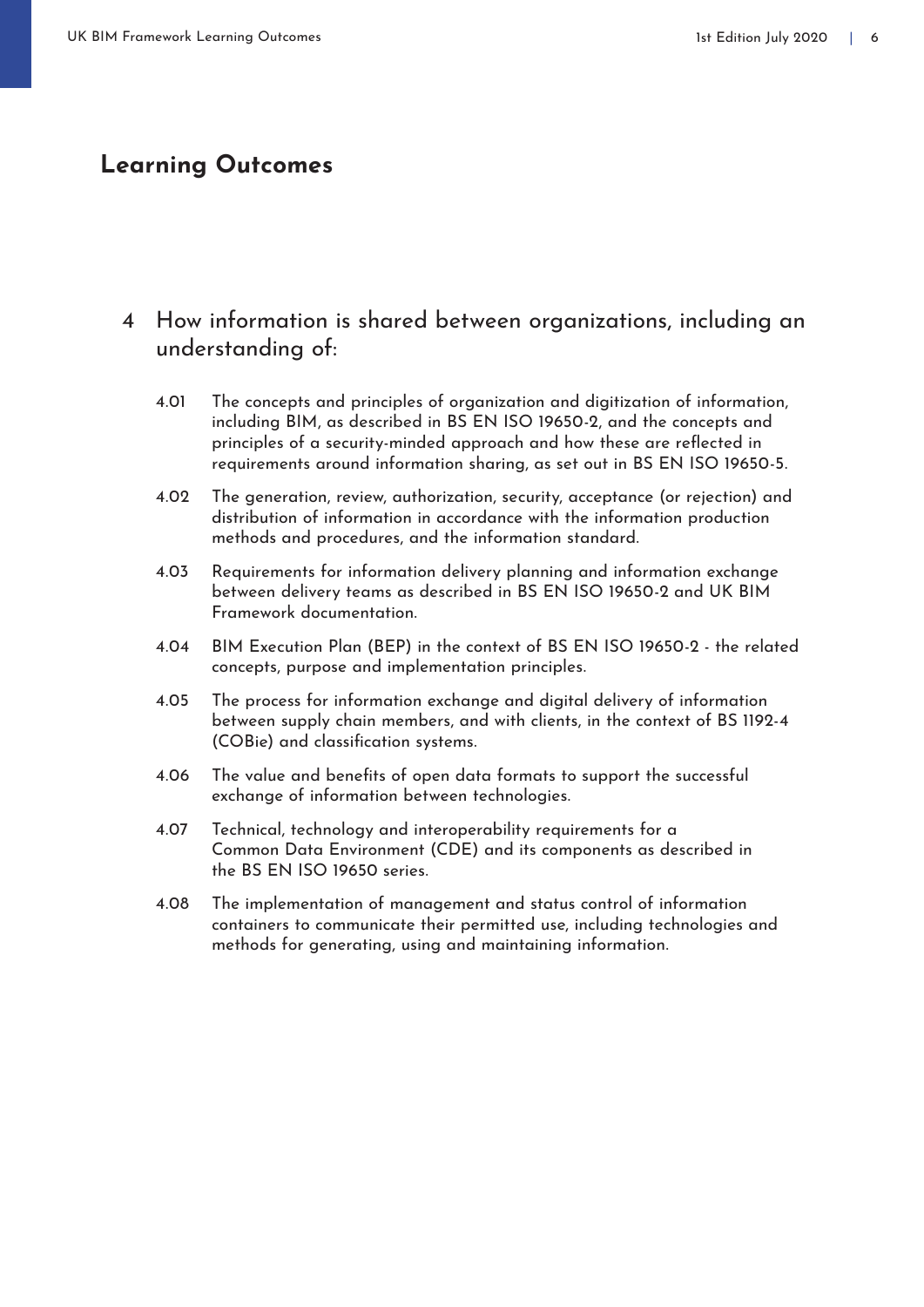## Learning Outcomes

### 4 How information is shared between organizations, including an understanding of:

4.01 The concepts and principles of organization and digitization of information, including BIM, as described in BS EN ISO 19650-2, and the concepts and principles of a security-minded approach and how these are reflected in requirements around information sharing, as set out in BS EN ISO 19650-5.

4.02 The generation, review, authorization, security, acceptance (or rejection) and distribution of information in accordance with the information production methods and procedures, and the information standard.

4.03 Requirements for information delivery planning and information exchange between delivery teams as described in BS EN ISO 19650-2 and UK BIM Framework documentation.

4.04 BIM Execution Plan (BEP) in the context of BS EN ISO 19650-2 - the related concepts, purpose and implementation principles.

4.05 The process for information exchange and digital delivery of information between supply chain members, and with clients, in the context of BS 1192-4 (COBie) and classification systems.

4.06 The value and benefits of open data formats to support the successful exchange of information between technologies.

4.07 Technical, technology and interoperability requirements for a Common Data Environment (CDE) and its components as described in the BS EN ISO 19650 series.

4.08 The implementation of management and status control of information containers to communicate their permitted use, including technologies and methods for generating, using and maintaining information.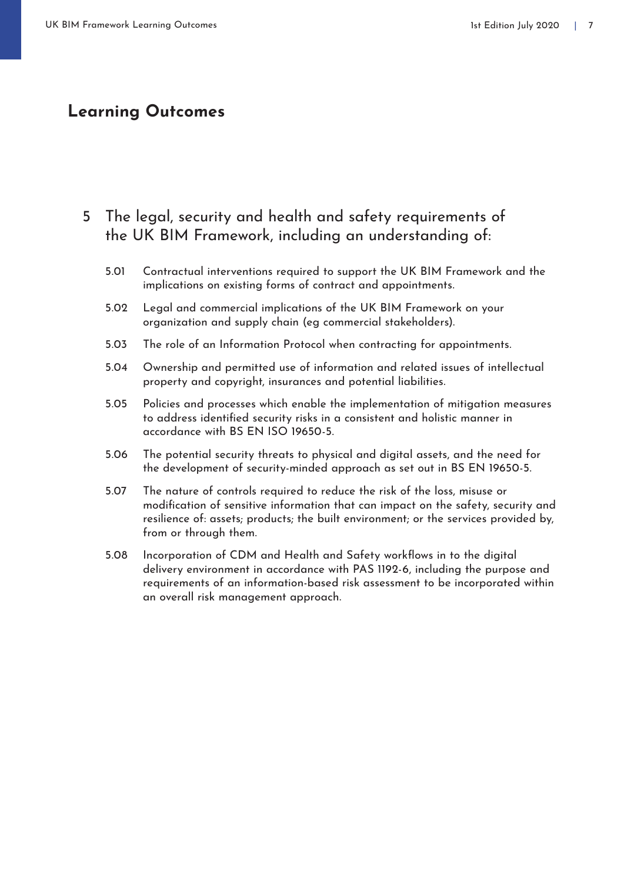## Learning Outcomes

### 5 The legal, security and health and safety requirements of the UK BIM Framework, including an understanding of:

5.01 Contractual interventions required to support the UK BIM Framework and the implications on existing forms of contract and appointments.

5.02 Legal and commercial implications of the UK BIM Framework on your organization and supply chain (eg commercial stakeholders).

5.03 The role of an Information Protocol when contracting for appointments.

5.04 Ownership and permitted use of information and related issues of intellectual property and copyright, insurances and potential liabilities.

5.05 Policies and processes which enable the implementation of mitigation measures to address identified security risks in a consistent and holistic manner in accordance with BS EN ISO 19650-5.

5.06 The potential security threats to physical and digital assets, and the need for the development of security-minded approach as set out in BS EN 19650-5.

5.07 The nature of controls required to reduce the risk of the loss, misuse or modification of sensitive information that can impact on the safety, security and resilience of: assets; products; the built environment; or the services provided by, from or through them.

5.08 Incorporation of CDM and Health and Safety workflows in to the digital delivery environment in accordance with PAS 1192-6, including the purpose and requirements of an information-based risk assessment to be incorporated within an overall risk management approach.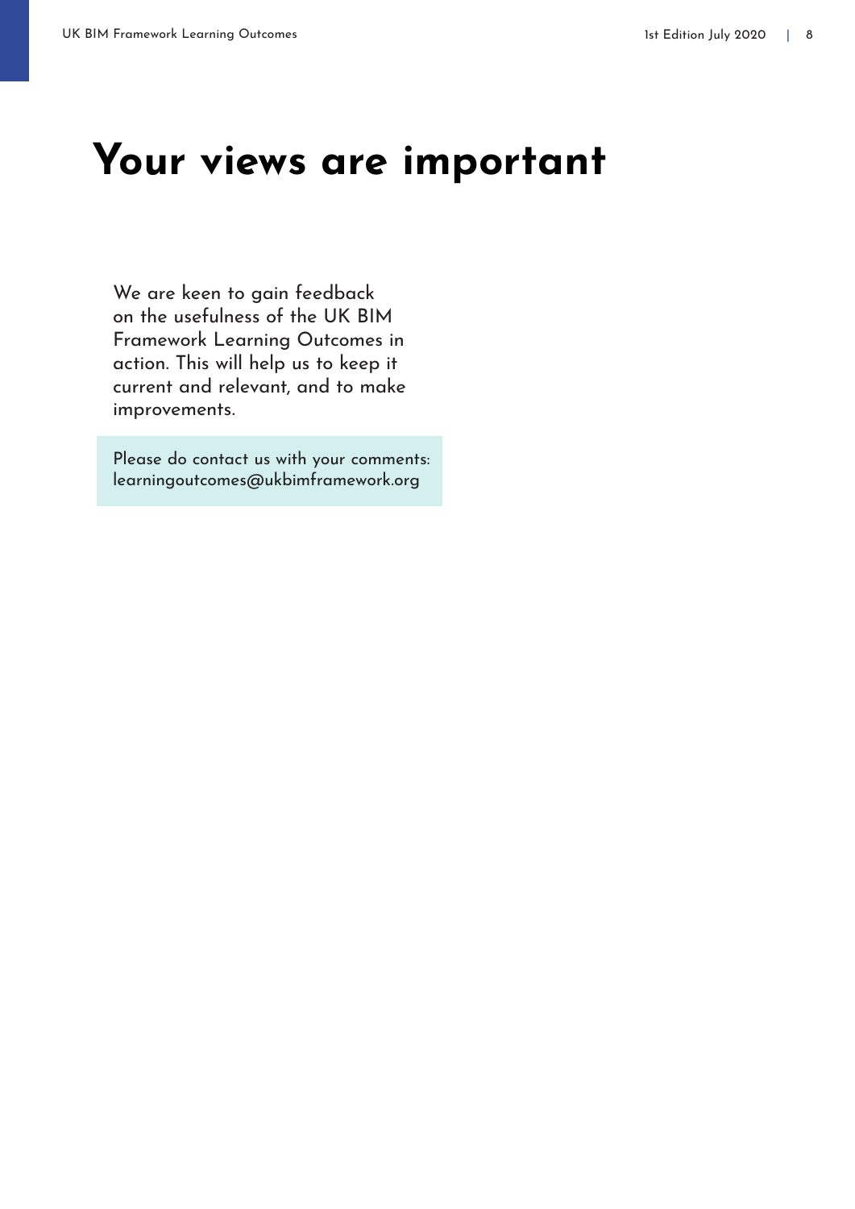# Your views are important

We are keen to gain feedback on the usefulness of the UK BIM Framework Learning Outcomes in action. This will help us to keep it current and relevant, and to make improvements.

Please do contact us with your comments: learningoutcomes@ukbimframework.org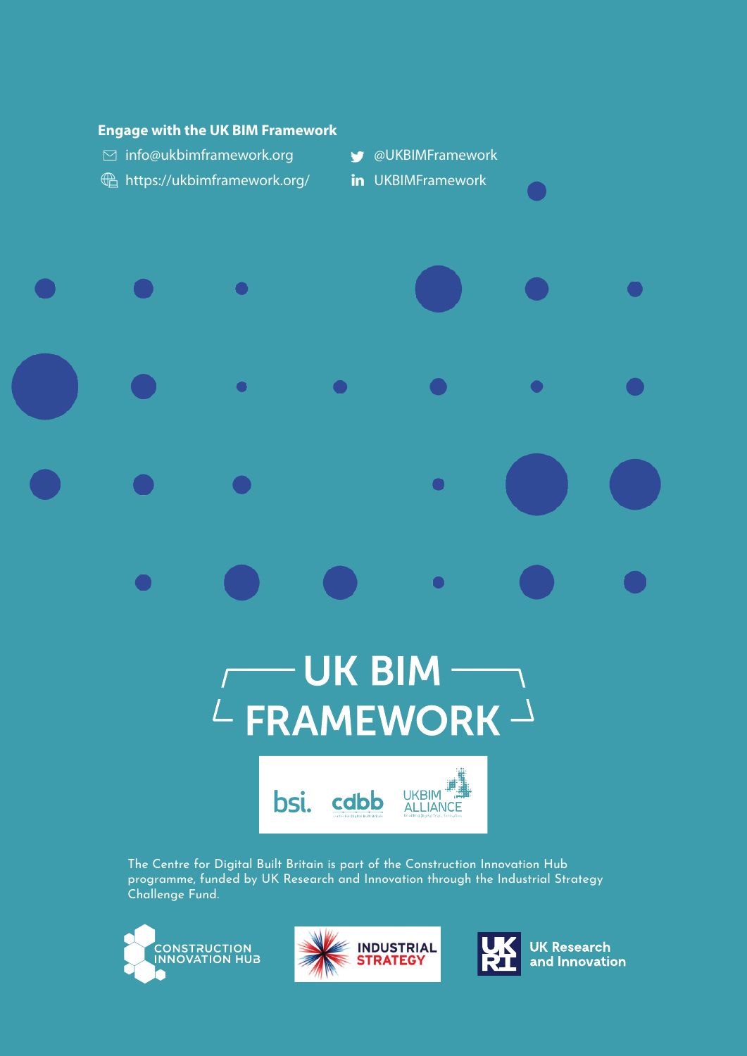**Engage with the UK BIM Framework**

info@ukbimframework.org

https://ukbimframework.org/

@UKBIMFramework

UKBIMFramework

# UK BIM FRAMEWORK

bsi. cdbb UKBIM ALLIANCE

The Centre for Digital Built Britain is part of the Construction Innovation Hub programme, funded by UK Research and Innovation through the Industrial Strategy Challenge Fund.

CONSTRUCTION INNOVATION HUB

INDUSTRIAL STRATEGY

UK Research and Innovation